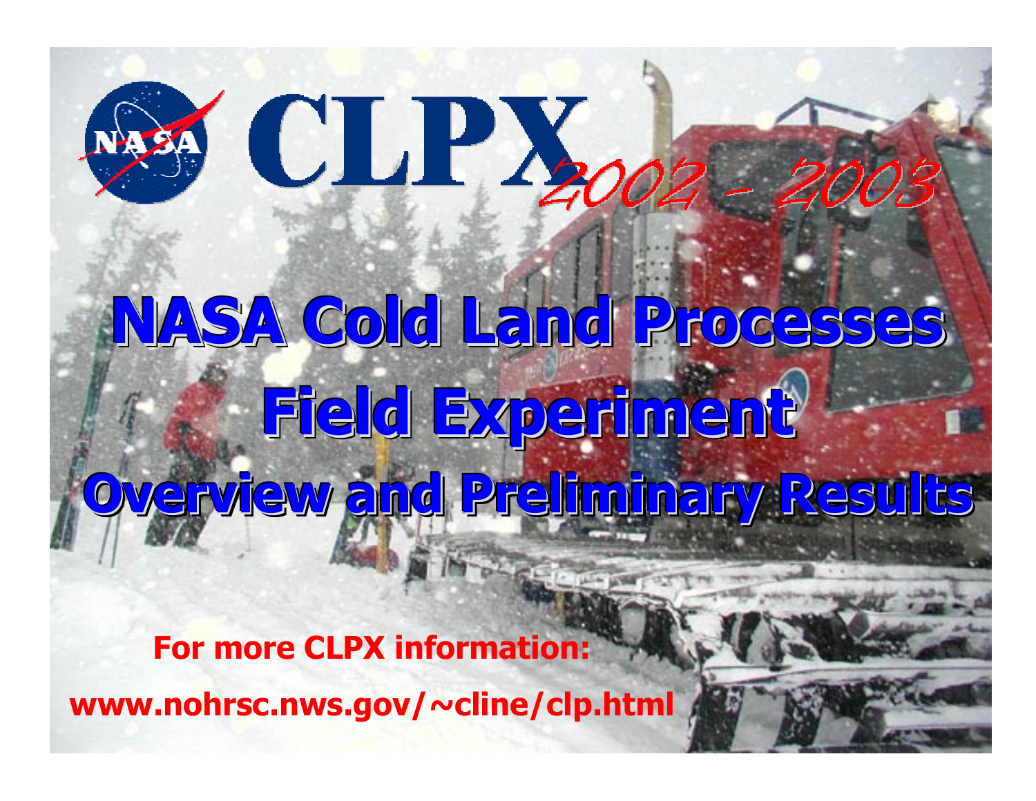# CLPX 2002 - 2003

# NASA Cold Land Processes Field Experiment

## Overview and Preliminary Results

**For more CLPX information:**

**www.nohrsc.nws.gov/~cline/clp.html**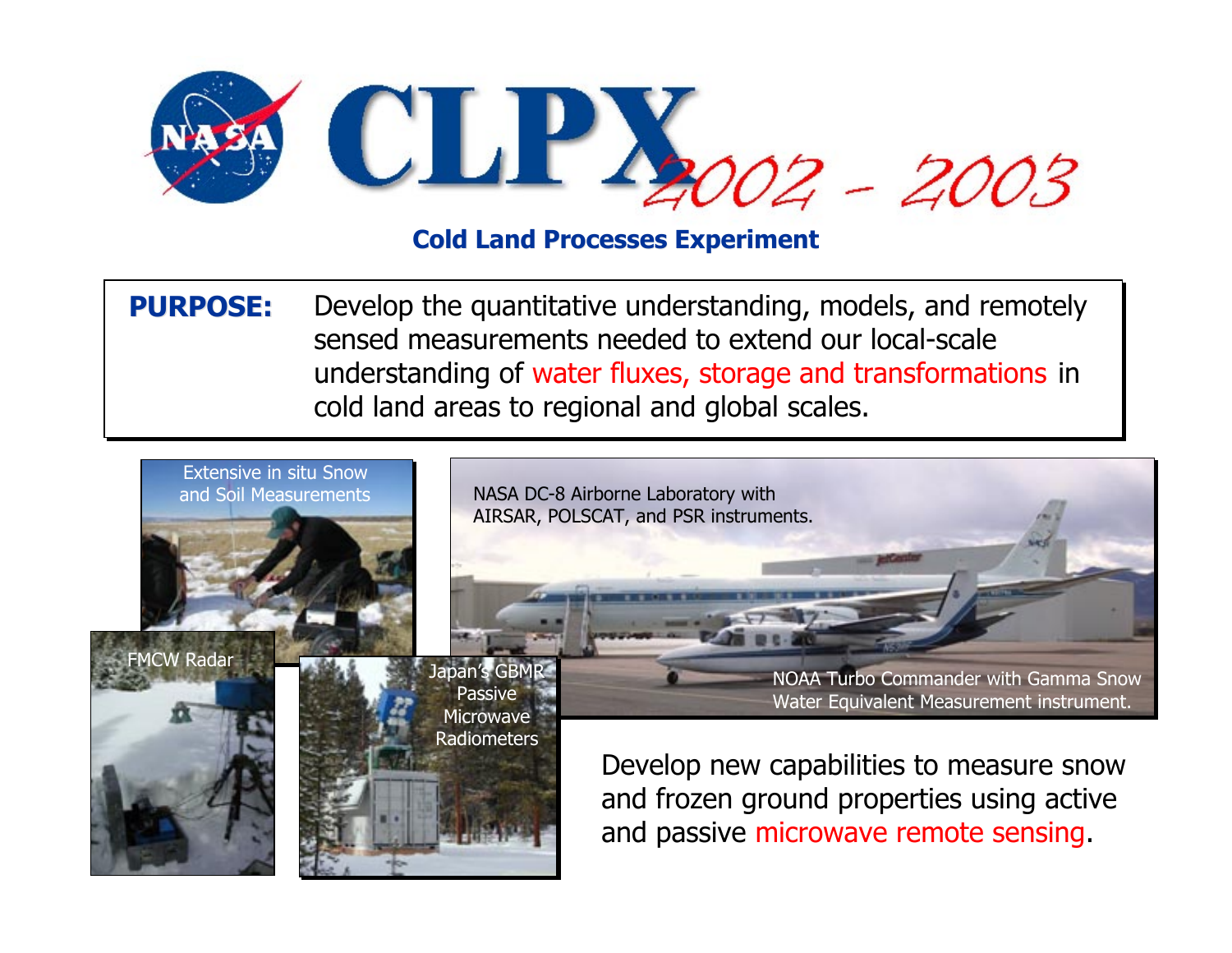# CLPX 2002 - 2003

**Cold Land Processes Experiment**

**PURPOSE:** Develop the quantitative understanding, models, and remotely sensed measurements needed to extend our local-scale understanding of water fluxes, storage and transformations in cold land areas to regional and global scales.

Extensive in situ Snow and Soil Measurements

FMCW Radar

Japan's GBMR Passive Microwave Radiometers

NASA DC-8 Airborne Laboratory with AIRSAR, POLSCAT, and PSR instruments.

NOAA Turbo Commander with Gamma Snow Water Equivalent Measurement instrument.

Develop new capabilities to measure snow and frozen ground properties using active and passive microwave remote sensing.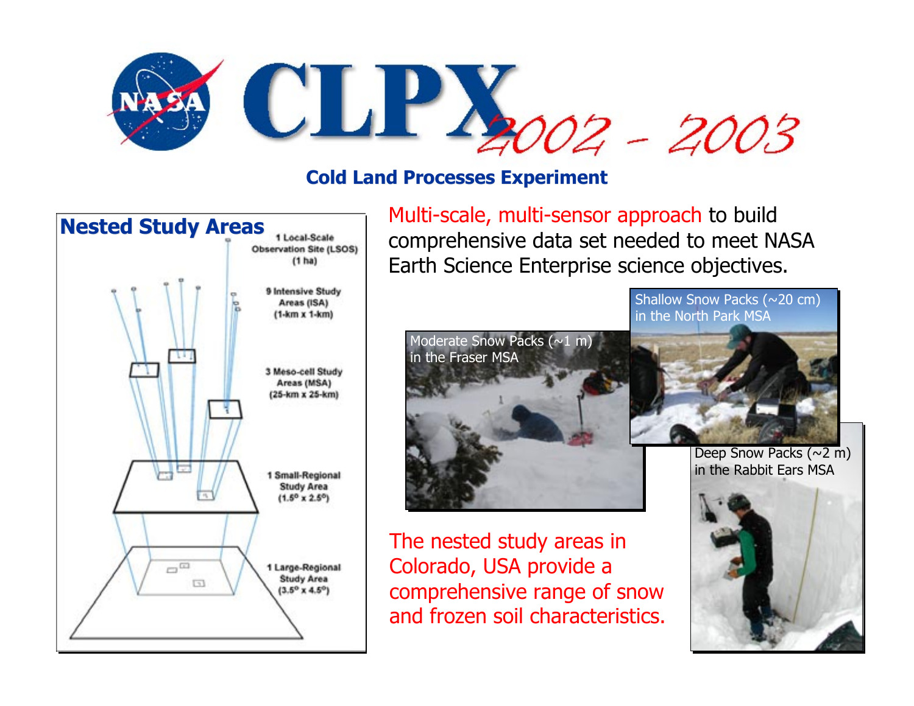# CLPX 2002 - 2003

**Cold Land Processes Experiment**

## Nested Study Areas

1 Local-Scale Observation Site (LSOS) (1 ha)

9 Intensive Study Areas (ISA) (1-km x 1-km)

3 Meso-cell Study Areas (MSA) (25-km x 25-km)

1 Small-Regional Study Area (1.5° x 2.5°)

1 Large-Regional Study Area (3.5° x 4.5°)

Multi-scale, multi-sensor approach to build comprehensive data set needed to meet NASA Earth Science Enterprise science objectives.

Moderate Snow Packs (~1 m) in the Fraser MSA

Shallow Snow Packs (~20 cm) in the North Park MSA

Deep Snow Packs (~2 m) in the Rabbit Ears MSA

The nested study areas in Colorado, USA provide a comprehensive range of snow and frozen soil characteristics.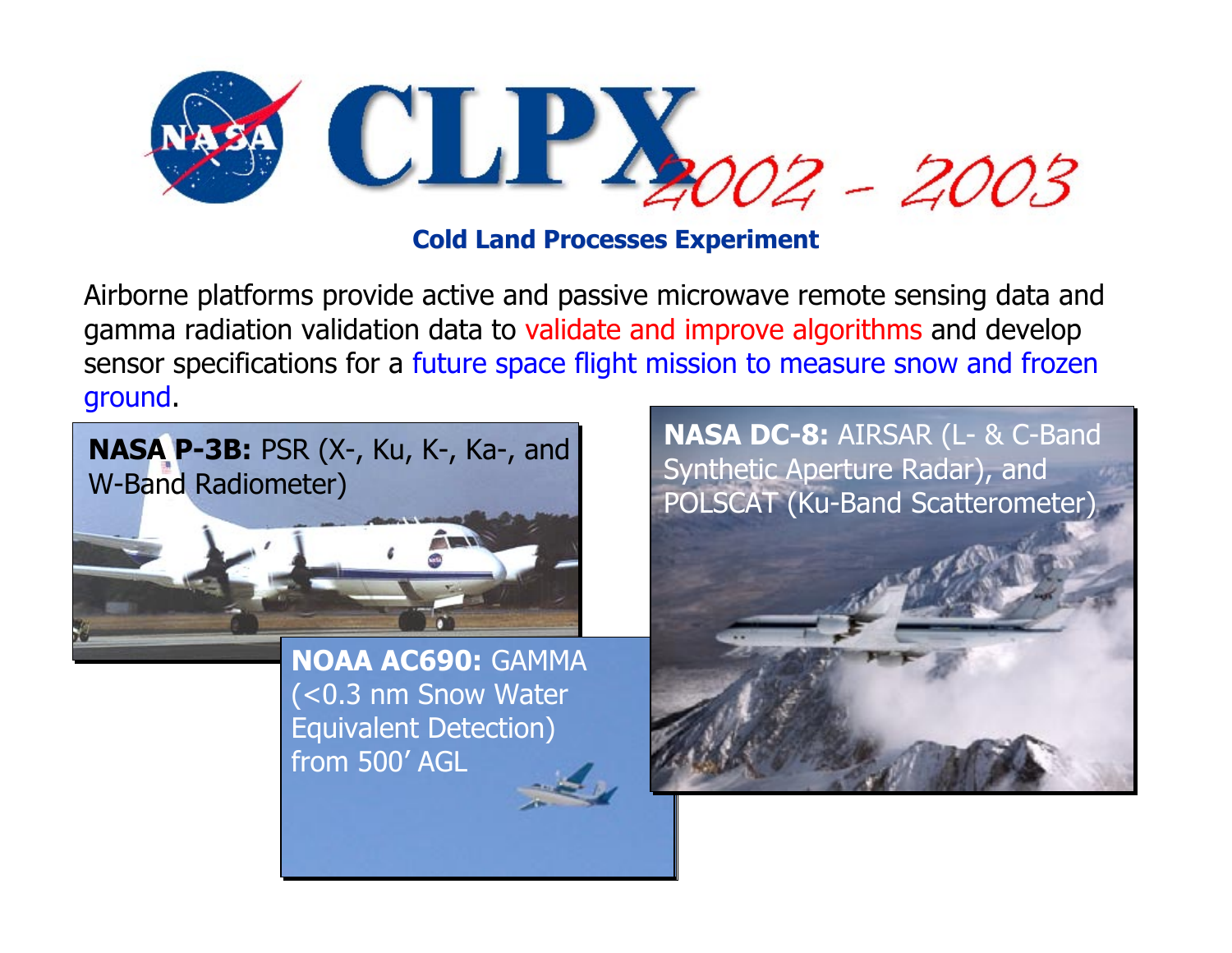# CLPX 2002 - 2003

**Cold Land Processes Experiment**

Airborne platforms provide active and passive microwave remote sensing data and gamma radiation validation data to validate and improve algorithms and develop sensor specifications for a future space flight mission to measure snow and frozen ground.

**NASA P-3B:** PSR (X-, Ku, K-, Ka-, and W-Band Radiometer)

**NOAA AC690:** GAMMA (<0.3 nm Snow Water Equivalent Detection) from 500' AGL

**NASA DC-8:** AIRSAR (L- & C-Band Synthetic Aperture Radar), and POLSCAT (Ku-Band Scatterometer)